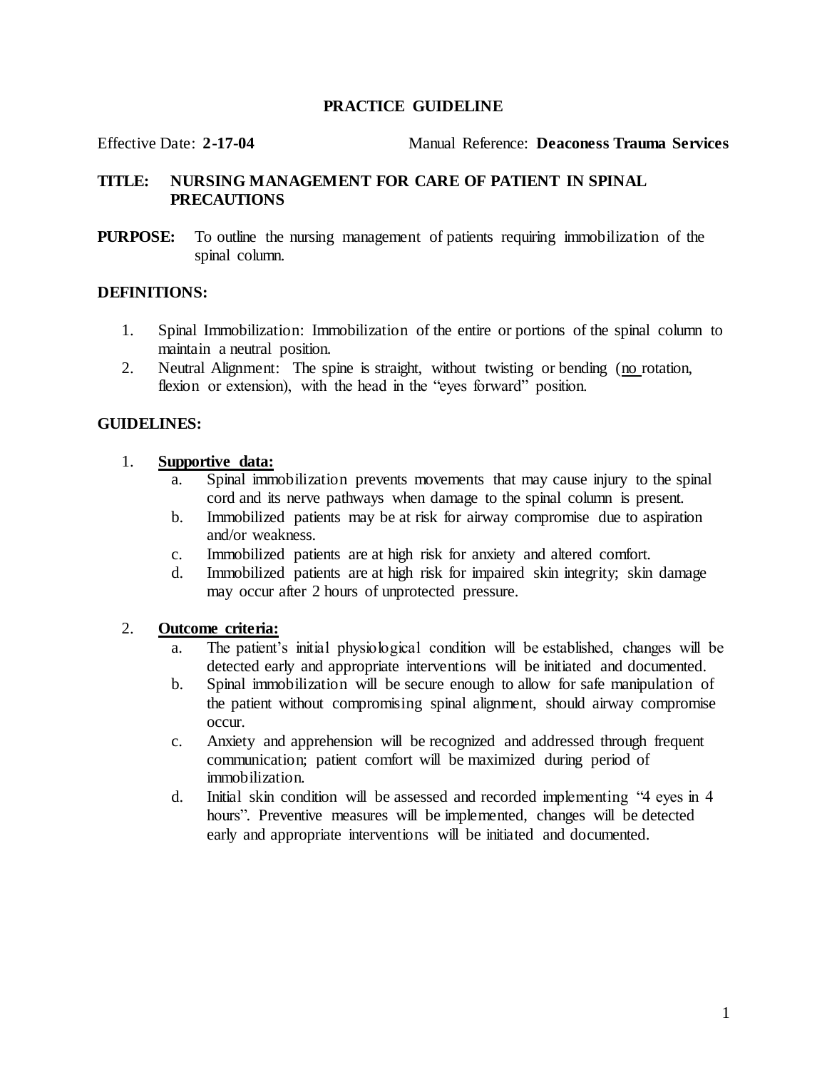# PRACTICE GUIDELINE

Effective Date: **2-17-04** Manual Reference: **Deaconess Trauma Services**

**TITLE: NURSING MANAGEMENT FOR CARE OF PATIENT IN SPINAL PRECAUTIONS**

**PURPOSE:** To outline the nursing management of patients requiring immobilization of the spinal column.

## DEFINITIONS:

1. Spinal Immobilization: Immobilization of the entire or portions of the spinal column to maintain a neutral position.
2. Neutral Alignment: The spine is straight, without twisting or bending (no rotation, flexion or extension), with the head in the "eyes forward" position.

## GUIDELINES:

1. **Supportive data:**
   a. Spinal immobilization prevents movements that may cause injury to the spinal cord and its nerve pathways when damage to the spinal column is present.
   b. Immobilized patients may be at risk for airway compromise due to aspiration and/or weakness.
   c. Immobilized patients are at high risk for anxiety and altered comfort.
   d. Immobilized patients are at high risk for impaired skin integrity; skin damage may occur after 2 hours of unprotected pressure.

2. **Outcome criteria:**
   a. The patient's initial physiological condition will be established, changes will be detected early and appropriate interventions will be initiated and documented.
   b. Spinal immobilization will be secure enough to allow for safe manipulation of the patient without compromising spinal alignment, should airway compromise occur.
   c. Anxiety and apprehension will be recognized and addressed through frequent communication; patient comfort will be maximized during period of immobilization.
   d. Initial skin condition will be assessed and recorded implementing "4 eyes in 4 hours". Preventive measures will be implemented, changes will be detected early and appropriate interventions will be initiated and documented.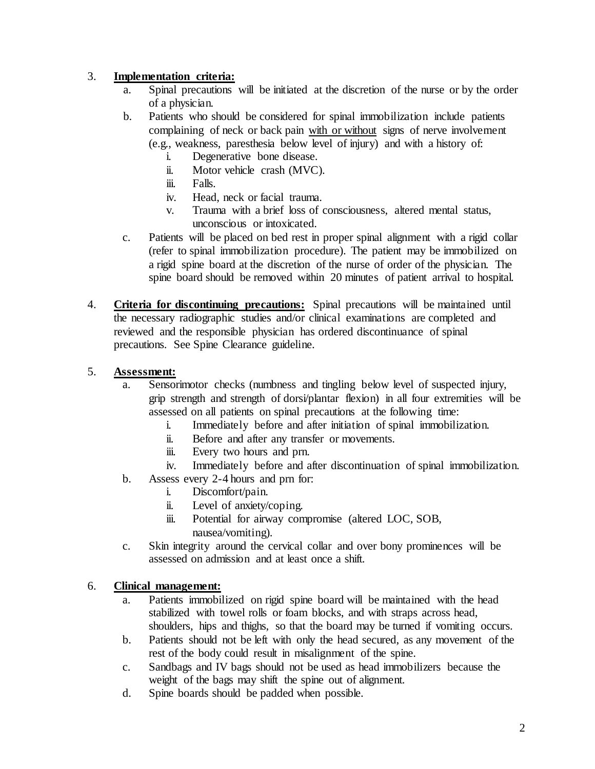3. **Implementation criteria:**
   a. Spinal precautions will be initiated at the discretion of the nurse or by the order of a physician.
   b. Patients who should be considered for spinal immobilization include patients complaining of neck or back pain <u>with or without</u> signs of nerve involvement (e.g., weakness, paresthesia below level of injury) and with a history of:
      i. Degenerative bone disease.
      ii. Motor vehicle crash (MVC).
      iii. Falls.
      iv. Head, neck or facial trauma.
      v. Trauma with a brief loss of consciousness, altered mental status, unconscious or intoxicated.
   c. Patients will be placed on bed rest in proper spinal alignment with a rigid collar (refer to spinal immobilization procedure). The patient may be immobilized on a rigid spine board at the discretion of the nurse of order of the physician. The spine board should be removed within 20 minutes of patient arrival to hospital.

4. **Criteria for discontinuing precautions:** Spinal precautions will be maintained until the necessary radiographic studies and/or clinical examinations are completed and reviewed and the responsible physician has ordered discontinuance of spinal precautions. See Spine Clearance guideline.

5. **Assessment:**
   a. Sensorimotor checks (numbness and tingling below level of suspected injury, grip strength and strength of dorsi/plantar flexion) in all four extremities will be assessed on all patients on spinal precautions at the following time:
      i. Immediately before and after initiation of spinal immobilization.
      ii. Before and after any transfer or movements.
      iii. Every two hours and prn.
      iv. Immediately before and after discontinuation of spinal immobilization.
   b. Assess every 2-4 hours and prn for:
      i. Discomfort/pain.
      ii. Level of anxiety/coping.
      iii. Potential for airway compromise (altered LOC, SOB, nausea/vomiting).
   c. Skin integrity around the cervical collar and over bony prominences will be assessed on admission and at least once a shift.

6. **Clinical management:**
   a. Patients immobilized on rigid spine board will be maintained with the head stabilized with towel rolls or foam blocks, and with straps across head, shoulders, hips and thighs, so that the board may be turned if vomiting occurs.
   b. Patients should not be left with only the head secured, as any movement of the rest of the body could result in misalignment of the spine.
   c. Sandbags and IV bags should not be used as head immobilizers because the weight of the bags may shift the spine out of alignment.
   d. Spine boards should be padded when possible.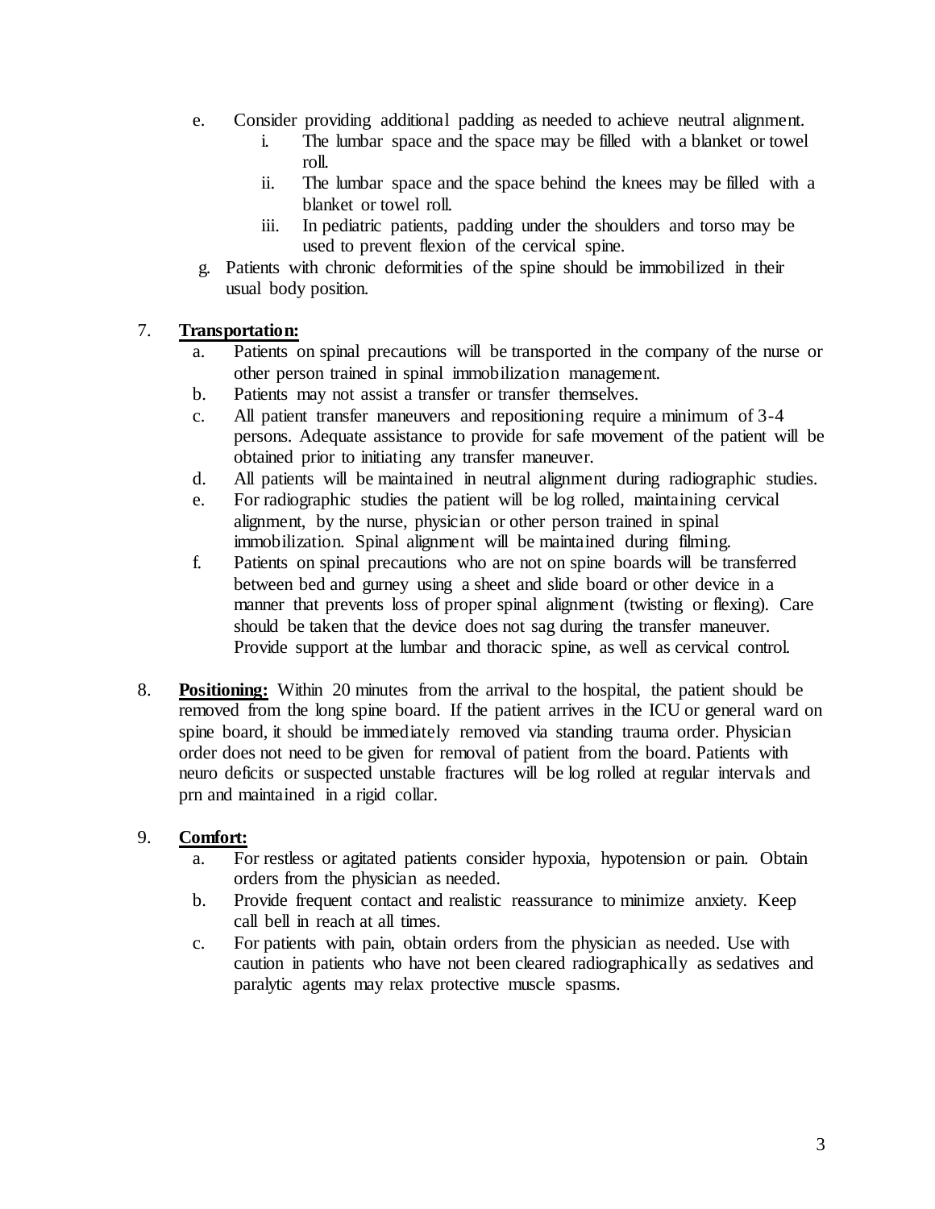e. Consider providing additional padding as needed to achieve neutral alignment.
    i. The lumbar space and the space may be filled with a blanket or towel roll.
    ii. The lumbar space and the space behind the knees may be filled with a blanket or towel roll.
    iii. In pediatric patients, padding under the shoulders and torso may be used to prevent flexion of the cervical spine.

g. Patients with chronic deformities of the spine should be immobilized in their usual body position.

7. **Transportation:**
    a. Patients on spinal precautions will be transported in the company of the nurse or other person trained in spinal immobilization management.
    b. Patients may not assist a transfer or transfer themselves.
    c. All patient transfer maneuvers and repositioning require a minimum of 3-4 persons. Adequate assistance to provide for safe movement of the patient will be obtained prior to initiating any transfer maneuver.
    d. All patients will be maintained in neutral alignment during radiographic studies.
    e. For radiographic studies the patient will be log rolled, maintaining cervical alignment, by the nurse, physician or other person trained in spinal immobilization. Spinal alignment will be maintained during filming.
    f. Patients on spinal precautions who are not on spine boards will be transferred between bed and gurney using a sheet and slide board or other device in a manner that prevents loss of proper spinal alignment (twisting or flexing). Care should be taken that the device does not sag during the transfer maneuver. Provide support at the lumbar and thoracic spine, as well as cervical control.

8. **Positioning:** Within 20 minutes from the arrival to the hospital, the patient should be removed from the long spine board. If the patient arrives in the ICU or general ward on spine board, it should be immediately removed via standing trauma order. Physician order does not need to be given for removal of patient from the board. Patients with neuro deficits or suspected unstable fractures will be log rolled at regular intervals and prn and maintained in a rigid collar.

9. **Comfort:**
    a. For restless or agitated patients consider hypoxia, hypotension or pain. Obtain orders from the physician as needed.
    b. Provide frequent contact and realistic reassurance to minimize anxiety. Keep call bell in reach at all times.
    c. For patients with pain, obtain orders from the physician as needed. Use with caution in patients who have not been cleared radiographically as sedatives and paralytic agents may relax protective muscle spasms.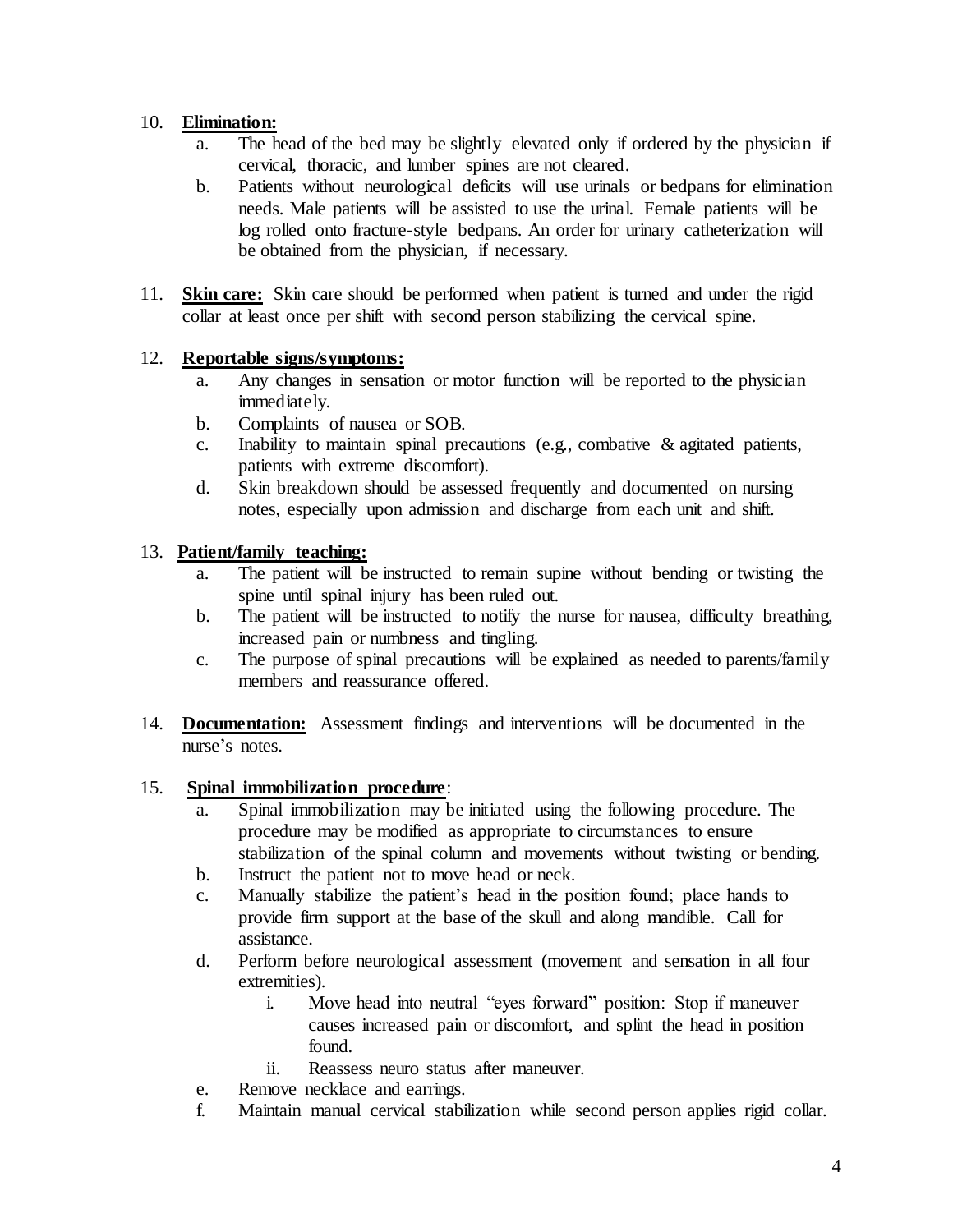10. **Elimination:**
    a. The head of the bed may be slightly elevated only if ordered by the physician if cervical, thoracic, and lumber spines are not cleared.
    b. Patients without neurological deficits will use urinals or bedpans for elimination needs. Male patients will be assisted to use the urinal. Female patients will be log rolled onto fracture-style bedpans. An order for urinary catheterization will be obtained from the physician, if necessary.

11. **Skin care:** Skin care should be performed when patient is turned and under the rigid collar at least once per shift with second person stabilizing the cervical spine.

12. **Reportable signs/symptoms:**
    a. Any changes in sensation or motor function will be reported to the physician immediately.
    b. Complaints of nausea or SOB.
    c. Inability to maintain spinal precautions (e.g., combative & agitated patients, patients with extreme discomfort).
    d. Skin breakdown should be assessed frequently and documented on nursing notes, especially upon admission and discharge from each unit and shift.

13. **Patient/family teaching:**
    a. The patient will be instructed to remain supine without bending or twisting the spine until spinal injury has been ruled out.
    b. The patient will be instructed to notify the nurse for nausea, difficulty breathing, increased pain or numbness and tingling.
    c. The purpose of spinal precautions will be explained as needed to parents/family members and reassurance offered.

14. **Documentation:** Assessment findings and interventions will be documented in the nurse's notes.

15. **Spinal immobilization procedure**:
    a. Spinal immobilization may be initiated using the following procedure. The procedure may be modified as appropriate to circumstances to ensure stabilization of the spinal column and movements without twisting or bending.
    b. Instruct the patient not to move head or neck.
    c. Manually stabilize the patient's head in the position found; place hands to provide firm support at the base of the skull and along mandible. Call for assistance.
    d. Perform before neurological assessment (movement and sensation in all four extremities).
        i. Move head into neutral "eyes forward" position: Stop if maneuver causes increased pain or discomfort, and splint the head in position found.
        ii. Reassess neuro status after maneuver.
    e. Remove necklace and earrings.
    f. Maintain manual cervical stabilization while second person applies rigid collar.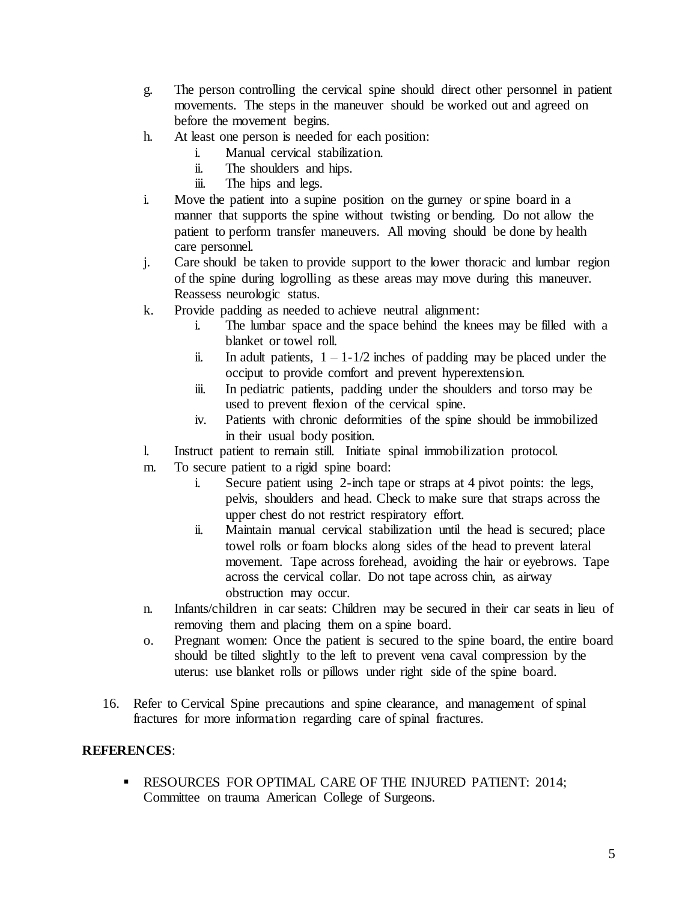g. The person controlling the cervical spine should direct other personnel in patient movements. The steps in the maneuver should be worked out and agreed on before the movement begins.

h. At least one person is needed for each position:
   i. Manual cervical stabilization.
   ii. The shoulders and hips.
   iii. The hips and legs.

i. Move the patient into a supine position on the gurney or spine board in a manner that supports the spine without twisting or bending. Do not allow the patient to perform transfer maneuvers. All moving should be done by health care personnel.

j. Care should be taken to provide support to the lower thoracic and lumbar region of the spine during logrolling as these areas may move during this maneuver. Reassess neurologic status.

k. Provide padding as needed to achieve neutral alignment:
   i. The lumbar space and the space behind the knees may be filled with a blanket or towel roll.
   ii. In adult patients, 1 – 1-1/2 inches of padding may be placed under the occiput to provide comfort and prevent hyperextension.
   iii. In pediatric patients, padding under the shoulders and torso may be used to prevent flexion of the cervical spine.
   iv. Patients with chronic deformities of the spine should be immobilized in their usual body position.

l. Instruct patient to remain still. Initiate spinal immobilization protocol.

m. To secure patient to a rigid spine board:
   i. Secure patient using 2-inch tape or straps at 4 pivot points: the legs, pelvis, shoulders and head. Check to make sure that straps across the upper chest do not restrict respiratory effort.
   ii. Maintain manual cervical stabilization until the head is secured; place towel rolls or foam blocks along sides of the head to prevent lateral movement. Tape across forehead, avoiding the hair or eyebrows. Tape across the cervical collar. Do not tape across chin, as airway obstruction may occur.

n. Infants/children in car seats: Children may be secured in their car seats in lieu of removing them and placing them on a spine board.

o. Pregnant women: Once the patient is secured to the spine board, the entire board should be tilted slightly to the left to prevent vena caval compression by the uterus: use blanket rolls or pillows under right side of the spine board.

16. Refer to Cervical Spine precautions and spine clearance, and management of spinal fractures for more information regarding care of spinal fractures.

**REFERENCES**:

- RESOURCES FOR OPTIMAL CARE OF THE INJURED PATIENT: 2014; Committee on trauma American College of Surgeons.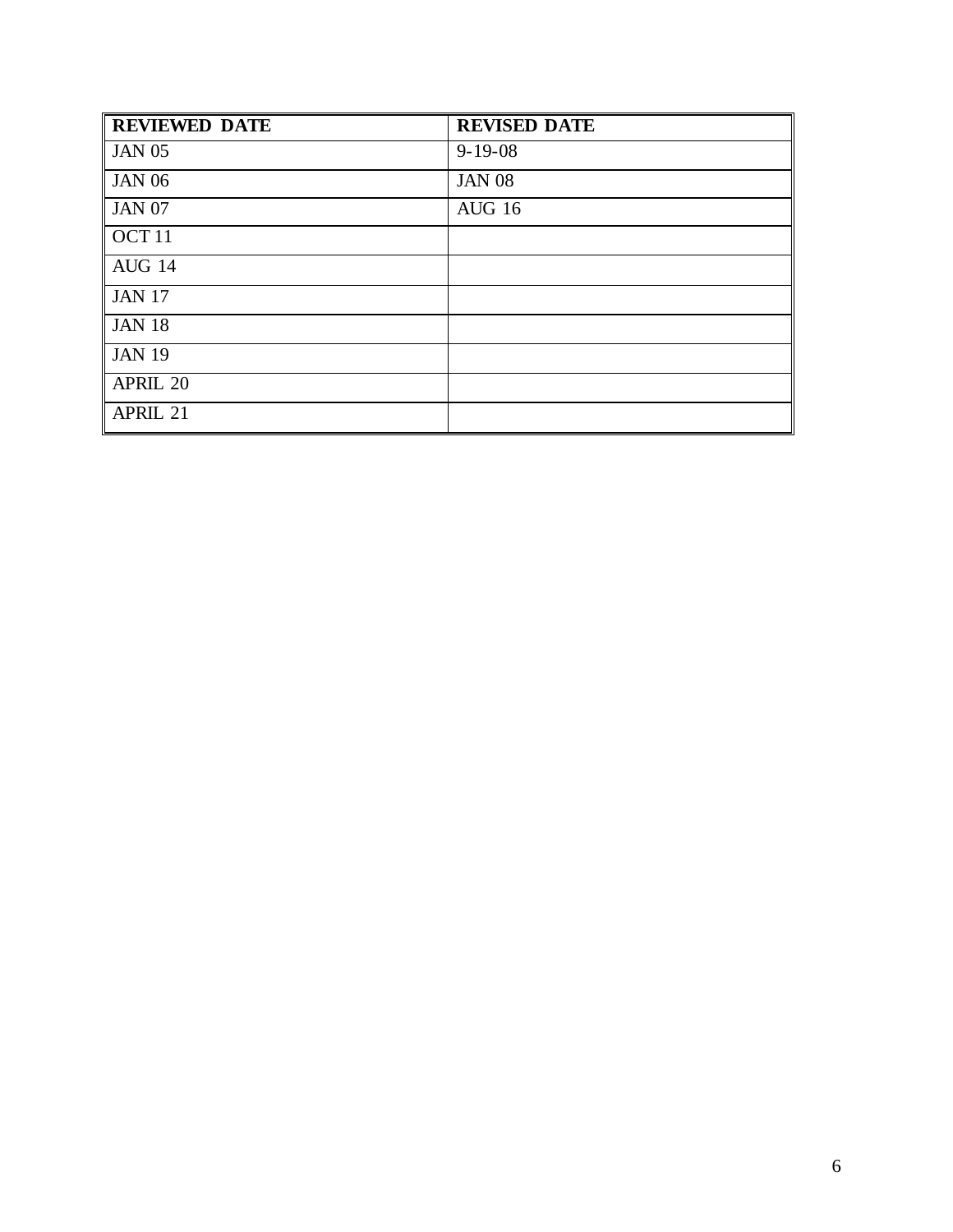| **REVIEWED DATE** | **REVISED DATE** |
|---|---|
| JAN 05 | 9-19-08 |
| JAN 06 | JAN 08 |
| JAN 07 | AUG 16 |
| OCT 11 | |
| AUG 14 | |
| JAN 17 | |
| JAN 18 | |
| JAN 19 | |
| APRIL 20 | |
| APRIL 21 | |